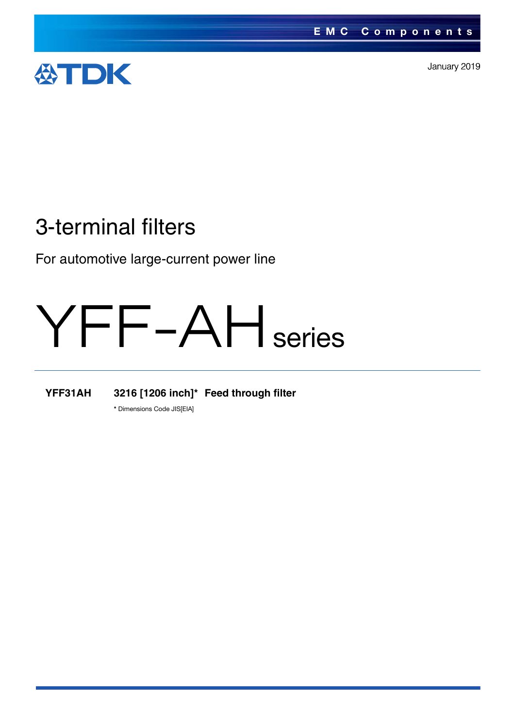EMC Components

TDK

January 2019

# 3-terminal filters

For automotive large-current power line

# YFF-AH series

**YFF31AH** **3216 [1206 inch]* Feed through filter**

\* Dimensions Code JIS[EIA]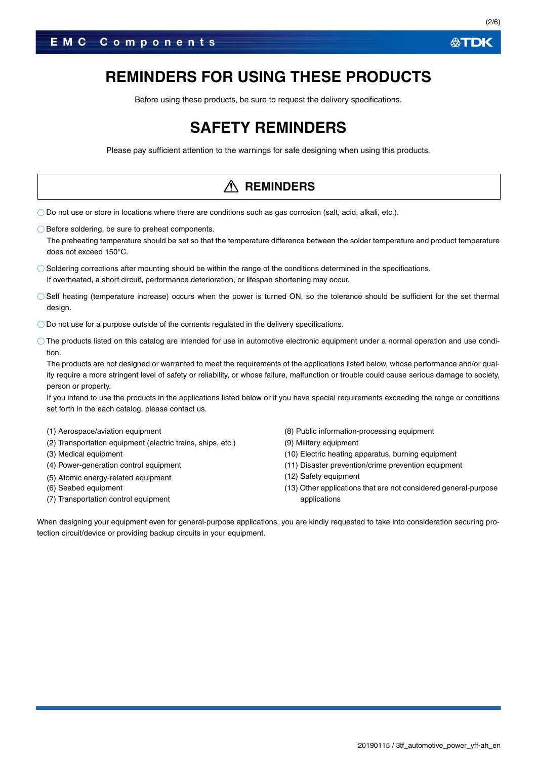# REMINDERS FOR USING THESE PRODUCTS

Before using these products, be sure to request the delivery specifications.

# SAFETY REMINDERS

Please pay sufficient attention to the warnings for safe designing when using this products.

## ⚠ REMINDERS

- Do not use or store in locations where there are conditions such as gas corrosion (salt, acid, alkali, etc.).
- Before soldering, be sure to preheat components.
  The preheating temperature should be set so that the temperature difference between the solder temperature and product temperature does not exceed 150°C.
- Soldering corrections after mounting should be within the range of the conditions determined in the specifications.
  If overheated, a short circuit, performance deterioration, or lifespan shortening may occur.
- Self heating (temperature increase) occurs when the power is turned ON, so the tolerance should be sufficient for the set thermal design.
- Do not use for a purpose outside of the contents regulated in the delivery specifications.
- The products listed on this catalog are intended for use in automotive electronic equipment under a normal operation and use condition.
  The products are not designed or warranted to meet the requirements of the applications listed below, whose performance and/or quality require a more stringent level of safety or reliability, or whose failure, malfunction or trouble could cause serious damage to society, person or property.
  If you intend to use the products in the applications listed below or if you have special requirements exceeding the range or conditions set forth in the each catalog, please contact us.

(1) Aerospace/aviation equipment
(2) Transportation equipment (electric trains, ships, etc.)
(3) Medical equipment
(4) Power-generation control equipment
(5) Atomic energy-related equipment
(6) Seabed equipment
(7) Transportation control equipment
(8) Public information-processing equipment
(9) Military equipment
(10) Electric heating apparatus, burning equipment
(11) Disaster prevention/crime prevention equipment
(12) Safety equipment
(13) Other applications that are not considered general-purpose applications

When designing your equipment even for general-purpose applications, you are kindly requested to take into consideration securing protection circuit/device or providing backup circuits in your equipment.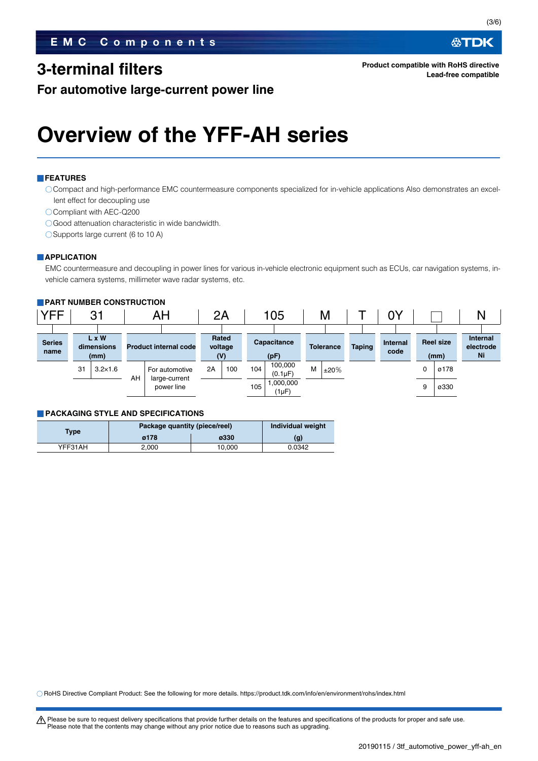# 3-terminal filters

**For automotive large-current power line**

**Product compatible with RoHS directive**
**Lead-free compatible**

# Overview of the YFF-AH series

## FEATURES

- Compact and high-performance EMC countermeasure components specialized for in-vehicle applications Also demonstrates an excellent effect for decoupling use
- Compliant with AEC-Q200
- Good attenuation characteristic in wide bandwidth.
- Supports large current (6 to 10 A)

## APPLICATION

EMC countermeasure and decoupling in power lines for various in-vehicle electronic equipment such as ECUs, car navigation systems, in-vehicle camera systems, millimeter wave radar systems, etc.

## PART NUMBER CONSTRUCTION

| YFF | 31 | AH | 2A | 105 | M | T | 0Y | □ | N |
|---|---|---|---|---|---|---|---|---|---|
| Series name | L x W dimensions (mm) | Product internal code | Rated voltage (V) | Capacitance (pF) | Tolerance | Taping | Internal code | Reel size (mm) | Internal electrode Ni |

| L x W dimensions (mm) | |
|---|---|
| 31 | 3.2×1.6 |

| Product internal code | |
|---|---|
| AH | For automotive large-current power line |

| Rated voltage (V) | |
|---|---|
| 2A | 100 |

| Capacitance (pF) | |
|---|---|
| 104 | 100,000 (0.1μF) |
| 105 | 1,000,000 (1μF) |

| Tolerance | |
|---|---|
| M | ±20% |

| Reel size (mm) | |
|---|---|
| 0 | ø178 |
| 9 | ø330 |

## PACKAGING STYLE AND SPECIFICATIONS

| Type | Package quantity (piece/reel) | | Individual weight |
|---|---|---|---|
| | ø178 | ø330 | (g) |
| YFF31AH | 2,000 | 10,000 | 0.0342 |

RoHS Directive Compliant Product: See the following for more details. https://product.tdk.com/info/en/environment/rohs/index.html

⚠ Please be sure to request delivery specifications that provide further details on the features and specifications of the products for proper and safe use.
Please note that the contents may change without any prior notice due to reasons such as upgrading.

20190115 / 3tf_automotive_power_yff-ah_en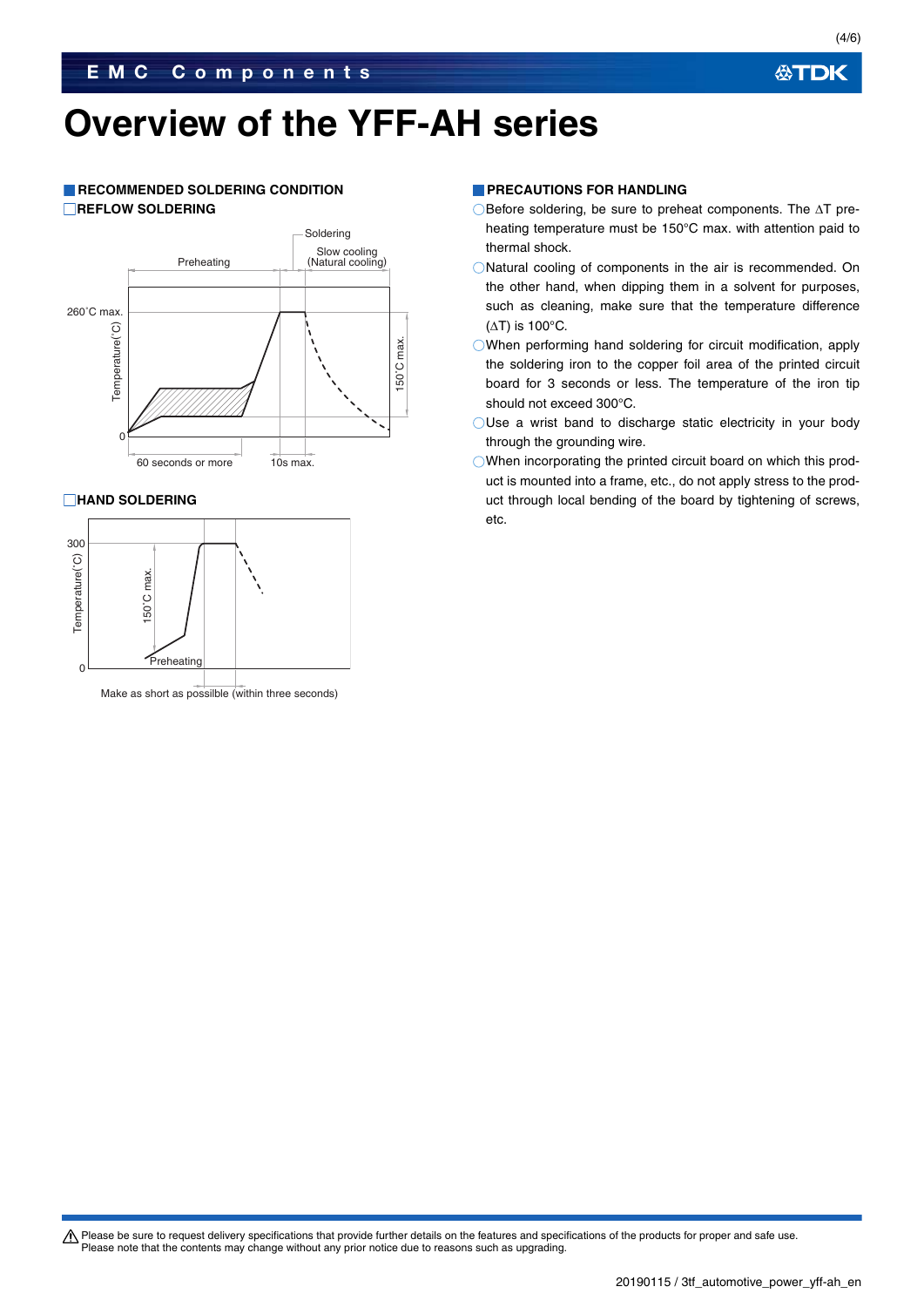# Overview of the YFF-AH series

## RECOMMENDED SOLDERING CONDITION

### REFLOW SOLDERING

Soldering
Preheating
Slow cooling
(Natural cooling)
260˚C max.
Temperature(˚C)
150˚C max.
0
60 seconds or more
10s max.

### HAND SOLDERING

300
Temperature(˚C)
150˚C max.
0
Preheating
Make as short as possilble (within three seconds)

## PRECAUTIONS FOR HANDLING

- Before soldering, be sure to preheat components. The ∆T preheating temperature must be 150°C max. with attention paid to thermal shock.
- Natural cooling of components in the air is recommended. On the other hand, when dipping them in a solvent for purposes, such as cleaning, make sure that the temperature difference (∆T) is 100°C.
- When performing hand soldering for circuit modification, apply the soldering iron to the copper foil area of the printed circuit board for 3 seconds or less. The temperature of the iron tip should not exceed 300°C.
- Use a wrist band to discharge static electricity in your body through the grounding wire.
- When incorporating the printed circuit board on which this product is mounted into a frame, etc., do not apply stress to the product through local bending of the board by tightening of screws, etc.

⚠ Please be sure to request delivery specifications that provide further details on the features and specifications of the products for proper and safe use.
Please note that the contents may change without any prior notice due to reasons such as upgrading.

20190115 / 3tf_automotive_power_yff-ah_en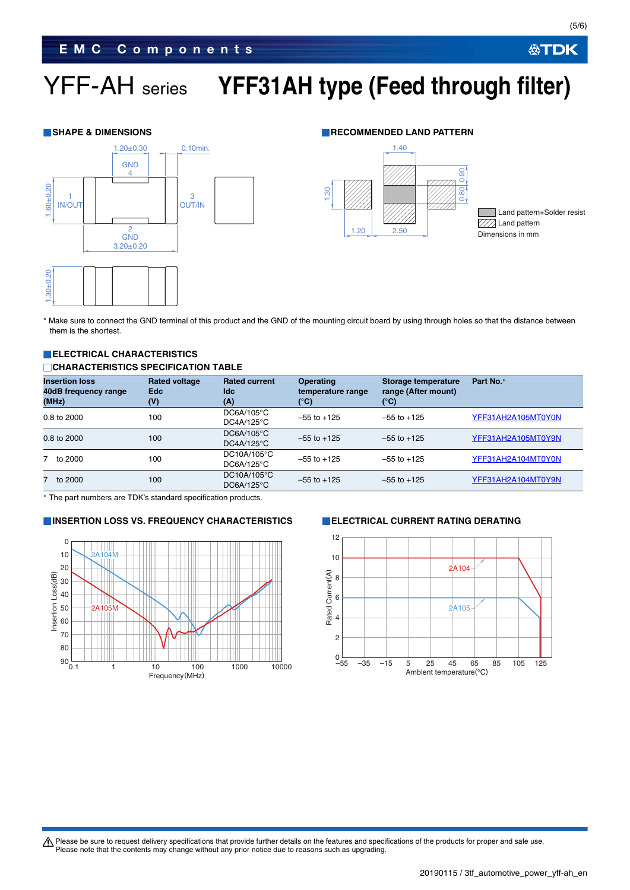# YFF-AH series YFF31AH type (Feed through filter)

## SHAPE & DIMENSIONS

1.20±0.30
0.10min.
GND
4
1.60±0.20
1
IN/OUT
3
OUT/IN
2
GND
3.20±0.20
1.30±0.20

## RECOMMENDED LAND PATTERN

1.40
1.30
0.90
0.80
1.20
2.50

Land pattern+Solder resist
Land pattern
Dimensions in mm

* Make sure to connect the GND terminal of this product and the GND of the mounting circuit board by using through holes so that the distance between them is the shortest.

## ELECTRICAL CHARACTERISTICS

### CHARACTERISTICS SPECIFICATION TABLE

| Insertion loss 40dB frequency range (MHz) | Rated voltage Edc (V) | Rated current Idc (A) | Operating temperature range (°C) | Storage temperature range (After mount) (°C) | Part No.* |
|---|---|---|---|---|---|
| 0.8 to 2000 | 100 | DC6A/105°C DC4A/125°C | –55 to +125 | –55 to +125 | YFF31AH2A105MT0Y0N |
| 0.8 to 2000 | 100 | DC6A/105°C DC4A/125°C | –55 to +125 | –55 to +125 | YFF31AH2A105MT0Y9N |
| 7 to 2000 | 100 | DC10A/105°C DC6A/125°C | –55 to +125 | –55 to +125 | YFF31AH2A104MT0Y0N |
| 7 to 2000 | 100 | DC10A/105°C DC6A/125°C | –55 to +125 | –55 to +125 | YFF31AH2A104MT0Y9N |

* The part numbers are TDK's standard specification products.

## INSERTION LOSS VS. FREQUENCY CHARACTERISTICS

Insertion Loss(dB)
0
10
20
30
40
50
60
70
80
90
2A104M
2A105M
0.1
1
10
100
1000
10000
Frequency(MHz)

## ELECTRICAL CURRENT RATING DERATING

Rated Current(A)
12
10
8
6
4
2
0
2A104
2A105
–55
–35
–15
5
25
45
65
85
105
125
Ambient temperature(°C)

⚠ Please be sure to request delivery specifications that provide further details on the features and specifications of the products for proper and safe use.
Please note that the contents may change without any prior notice due to reasons such as upgrading.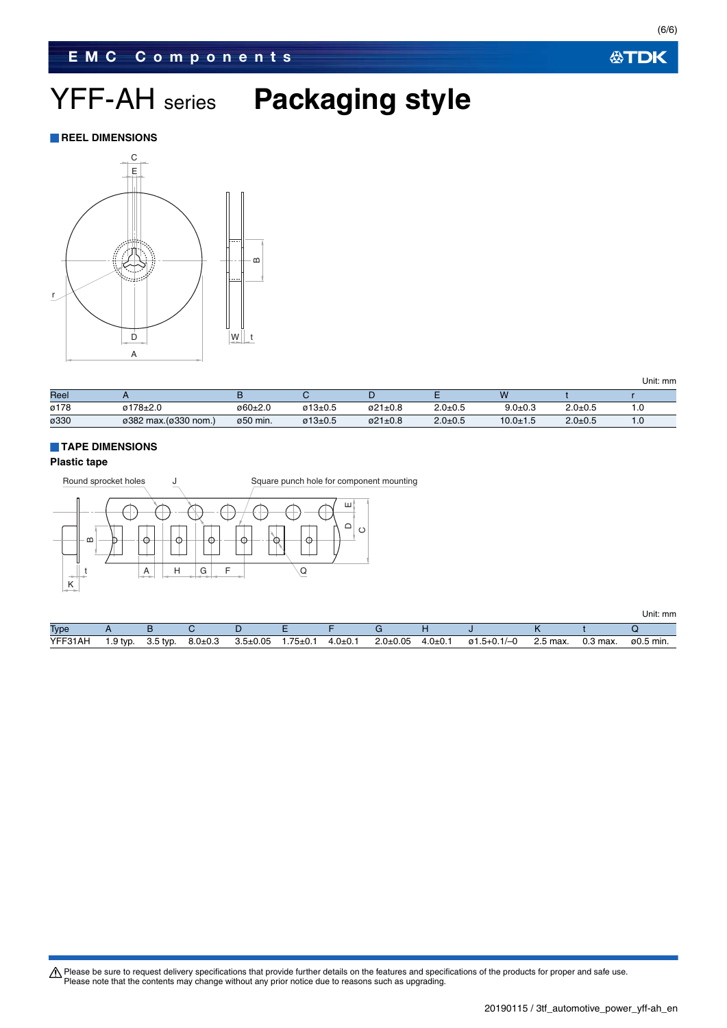# YFF-AH series Packaging style

## REEL DIMENSIONS

C
E
B
r
D
W
t
A

Unit: mm

| Reel | A | B | C | D | E | W | t | r |
|---|---|---|---|---|---|---|---|---|
| ø178 | ø178±2.0 | ø60±2.0 | ø13±0.5 | ø21±0.8 | 2.0±0.5 | 9.0±0.3 | 2.0±0.5 | 1.0 |
| ø330 | ø382 max.(ø330 nom.) | ø50 min. | ø13±0.5 | ø21±0.8 | 2.0±0.5 | 10.0±1.5 | 2.0±0.5 | 1.0 |

## TAPE DIMENSIONS

**Plastic tape**

Round sprocket holes
J
Square punch hole for component mounting
E
D
C
B
t
K
A
H
G
F
Q

Unit: mm

| Type | A | B | C | D | E | F | G | H | J | K | t | Q |
|---|---|---|---|---|---|---|---|---|---|---|---|---|
| YFF31AH | 1.9 typ. | 3.5 typ. | 8.0±0.3 | 3.5±0.05 | 1.75±0.1 | 4.0±0.1 | 2.0±0.05 | 4.0±0.1 | ø1.5+0.1/–0 | 2.5 max. | 0.3 max. | ø0.5 min. |

⚠ Please be sure to request delivery specifications that provide further details on the features and specifications of the products for proper and safe use.
Please note that the contents may change without any prior notice due to reasons such as upgrading.

20190115 / 3tf_automotive_power_yff-ah_en